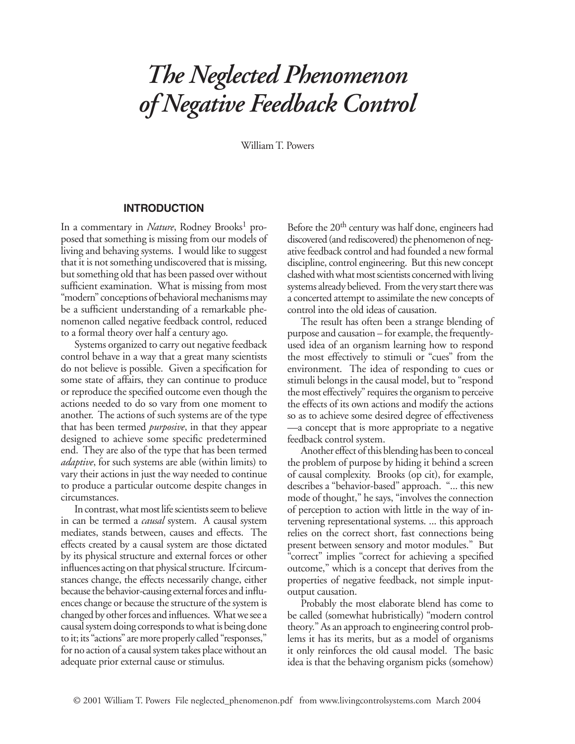# *The Neglected Phenomenon of Negative Feedback Control*

William T. Powers

## INTRODUCTION

In a commentary in *Nature*, Rodney Brooks[1] proposed that something is missing from our models of living and behaving systems. I would like to suggest that it is not something undiscovered that is missing, but something old that has been passed over without sufficient examination. What is missing from most "modern" conceptions of behavioral mechanisms may be a sufficient understanding of a remarkable phenomenon called negative feedback control, reduced to a formal theory over half a century ago.

Systems organized to carry out negative feedback control behave in a way that a great many scientists do not believe is possible. Given a specification for some state of affairs, they can continue to produce or reproduce the specified outcome even though the actions needed to do so vary from one moment to another. The actions of such systems are of the type that has been termed *purposive*, in that they appear designed to achieve some specific predetermined end. They are also of the type that has been termed *adaptive*, for such systems are able (within limits) to vary their actions in just the way needed to continue to produce a particular outcome despite changes in circumstances.

In contrast, what most life scientists seem to believe in can be termed a *causal* system. A causal system mediates, stands between, causes and effects. The effects created by a causal system are those dictated by its physical structure and external forces or other influences acting on that physical structure. If circumstances change, the effects necessarily change, either because the behavior-causing external forces and influences change or because the structure of the system is changed by other forces and influences. What we see a causal system doing corresponds to what is being done to it; its "actions" are more properly called "responses," for no action of a causal system takes place without an adequate prior external cause or stimulus.

Before the 20th century was half done, engineers had discovered (and rediscovered) the phenomenon of negative feedback control and had founded a new formal discipline, control engineering. But this new concept clashed with what most scientists concerned with living systems already believed. From the very start there was a concerted attempt to assimilate the new concepts of control into the old ideas of causation.

The result has often been a strange blending of purpose and causation – for example, the frequently-used idea of an organism learning how to respond the most effectively to stimuli or "cues" from the environment. The idea of responding to cues or stimuli belongs in the causal model, but to "respond the most effectively" requires the organism to perceive the effects of its own actions and modify the actions so as to achieve some desired degree of effectiveness —a concept that is more appropriate to a negative feedback control system.

Another effect of this blending has been to conceal the problem of purpose by hiding it behind a screen of causal complexity. Brooks (op cit), for example, describes a "behavior-based" approach. "... this new mode of thought," he says, "involves the connection of perception to action with little in the way of intervening representational systems. ... this approach relies on the correct short, fast connections being present between sensory and motor modules." But "correct" implies "correct for achieving a specified outcome," which is a concept that derives from the properties of negative feedback, not simple input-output causation.

Probably the most elaborate blend has come to be called (somewhat hubristically) "modern control theory." As an approach to engineering control problems it has its merits, but as a model of organisms it only reinforces the old causal model. The basic idea is that the behaving organism picks (somehow)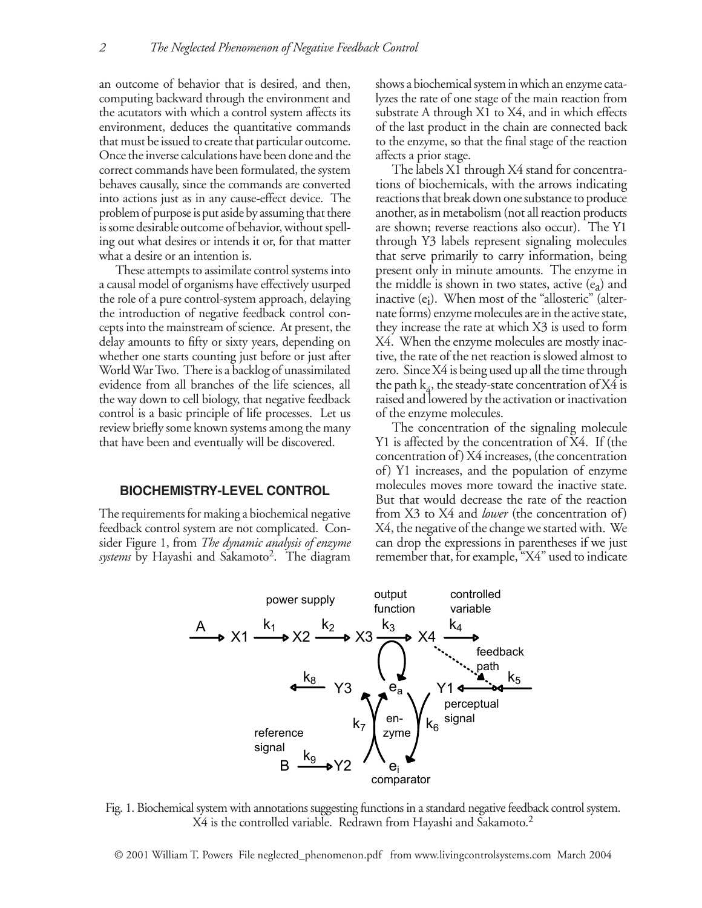an outcome of behavior that is desired, and then, computing backward through the environment and the acutators with which a control system affects its environment, deduces the quantitative commands that must be issued to create that particular outcome. Once the inverse calculations have been done and the correct commands have been formulated, the system behaves causally, since the commands are converted into actions just as in any cause-effect device. The problem of purpose is put aside by assuming that there is some desirable outcome of behavior, without spelling out what desires or intends it or, for that matter what a desire or an intention is.

These attempts to assimilate control systems into a causal model of organisms have effectively usurped the role of a pure control-system approach, delaying the introduction of negative feedback control concepts into the mainstream of science. At present, the delay amounts to fifty or sixty years, depending on whether one starts counting just before or just after World War Two. There is a backlog of unassimilated evidence from all branches of the life sciences, all the way down to cell biology, that negative feedback control is a basic principle of life processes. Let us review briefly some known systems among the many that have been and eventually will be discovered.

## BIOCHEMISTRY-LEVEL CONTROL

The requirements for making a biochemical negative feedback control system are not complicated. Consider Figure 1, from *The dynamic analysis of enzyme systems* by Hayashi and Sakamoto[2]. The diagram shows a biochemical system in which an enzyme catalyzes the rate of one stage of the main reaction from substrate A through X1 to X4, and in which effects of the last product in the chain are connected back to the enzyme, so that the final stage of the reaction affects a prior stage.

The labels X1 through X4 stand for concentrations of biochemicals, with the arrows indicating reactions that break down one substance to produce another, as in metabolism (not all reaction products are shown; reverse reactions also occur). The Y1 through Y3 labels represent signaling molecules that serve primarily to carry information, being present only in minute amounts. The enzyme in the middle is shown in two states, active ($e_a$) and inactive ($e_i$). When most of the "allosteric" (alternate forms) enzyme molecules are in the active state, they increase the rate at which X3 is used to form X4. When the enzyme molecules are mostly inactive, the rate of the net reaction is slowed almost to zero. Since X4 is being used up all the time through the path $k_4$, the steady-state concentration of X4 is raised and lowered by the activation or inactivation of the enzyme molecules.

The concentration of the signaling molecule Y1 is affected by the concentration of X4. If (the concentration of) X4 increases, (the concentration of) Y1 increases, and the population of enzyme molecules moves more toward the inactive state. But that would decrease the rate of the reaction from X3 to X4 and *lower* (the concentration of) X4, the negative of the change we started with. We can drop the expressions in parentheses if we just remember that, for example, "X4" used to indicate

Fig. 1. Biochemical system with annotations suggesting functions in a standard negative feedback control system. X4 is the controlled variable. Redrawn from Hayashi and Sakamoto.[2]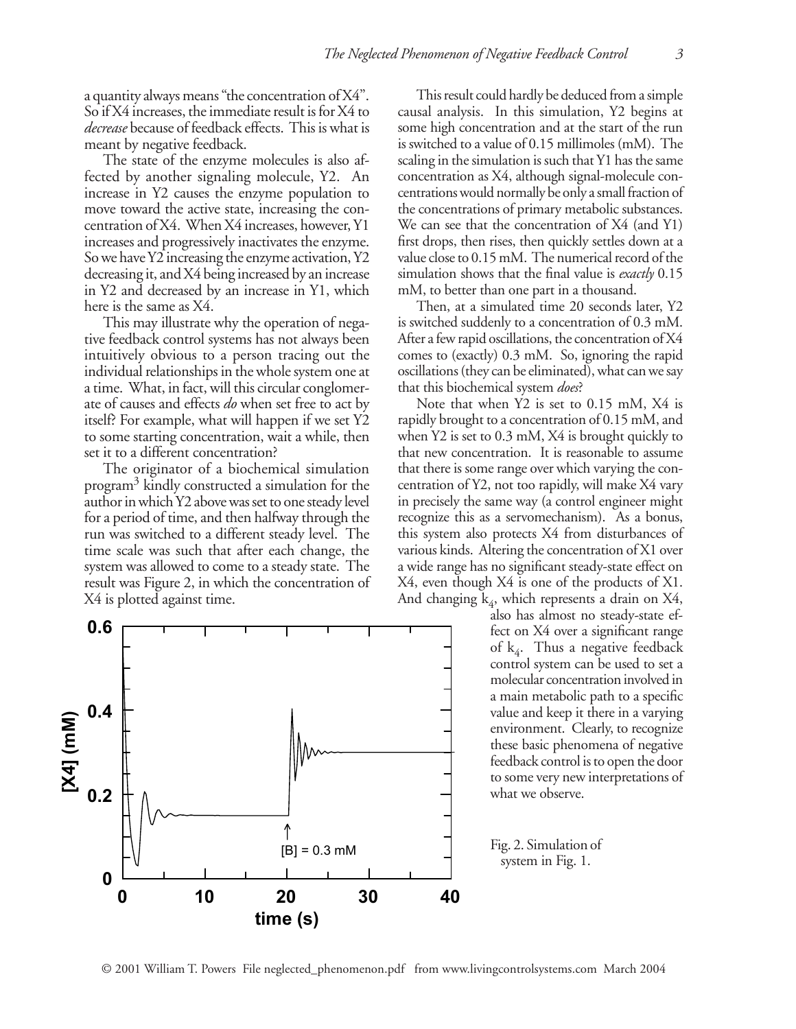a quantity always means "the concentration of X4". So if X4 increases, the immediate result is for X4 to *decrease* because of feedback effects. This is what is meant by negative feedback.

The state of the enzyme molecules is also affected by another signaling molecule, Y2. An increase in Y2 causes the enzyme population to move toward the active state, increasing the concentration of X4. When X4 increases, however, Y1 increases and progressively inactivates the enzyme. So we have Y2 increasing the enzyme activation, Y2 decreasing it, and X4 being increased by an increase in Y2 and decreased by an increase in Y1, which here is the same as X4.

This may illustrate why the operation of negative feedback control systems has not always been intuitively obvious to a person tracing out the individual relationships in the whole system one at a time. What, in fact, will this circular conglomerate of causes and effects *do* when set free to act by itself? For example, what will happen if we set Y2 to some starting concentration, wait a while, then set it to a different concentration?

The originator of a biochemical simulation program[3] kindly constructed a simulation for the author in which Y2 above was set to one steady level for a period of time, and then halfway through the run was switched to a different steady level. The time scale was such that after each change, the system was allowed to come to a steady state. The result was Figure 2, in which the concentration of X4 is plotted against time.

Fig. 2. Simulation of system in Fig. 1.

This result could hardly be deduced from a simple causal analysis. In this simulation, Y2 begins at some high concentration and at the start of the run is switched to a value of 0.15 millimoles (mM). The scaling in the simulation is such that Y1 has the same concentration as X4, although signal-molecule concentrations would normally be only a small fraction of the concentrations of primary metabolic substances. We can see that the concentration of X4 (and Y1) first drops, then rises, then quickly settles down at a value close to 0.15 mM. The numerical record of the simulation shows that the final value is *exactly* 0.15 mM, to better than one part in a thousand.

Then, at a simulated time 20 seconds later, Y2 is switched suddenly to a concentration of 0.3 mM. After a few rapid oscillations, the concentration of X4 comes to (exactly) 0.3 mM. So, ignoring the rapid oscillations (they can be eliminated), what can we say that this biochemical system *does*?

Note that when Y2 is set to 0.15 mM, X4 is rapidly brought to a concentration of 0.15 mM, and when Y2 is set to 0.3 mM, X4 is brought quickly to that new concentration. It is reasonable to assume that there is some range over which varying the concentration of Y2, not too rapidly, will make X4 vary in precisely the same way (a control engineer might recognize this as a servomechanism). As a bonus, this system also protects X4 from disturbances of various kinds. Altering the concentration of X1 over a wide range has no significant steady-state effect on X4, even though X4 is one of the products of X1. And changing $k_4$, which represents a drain on X4, also has almost no steady-state effect on X4 over a significant range of $k_4$. Thus a negative feedback control system can be used to set a molecular concentration involved in a main metabolic path to a specific value and keep it there in a varying environment. Clearly, to recognize these basic phenomena of negative feedback control is to open the door to some very new interpretations of what we observe.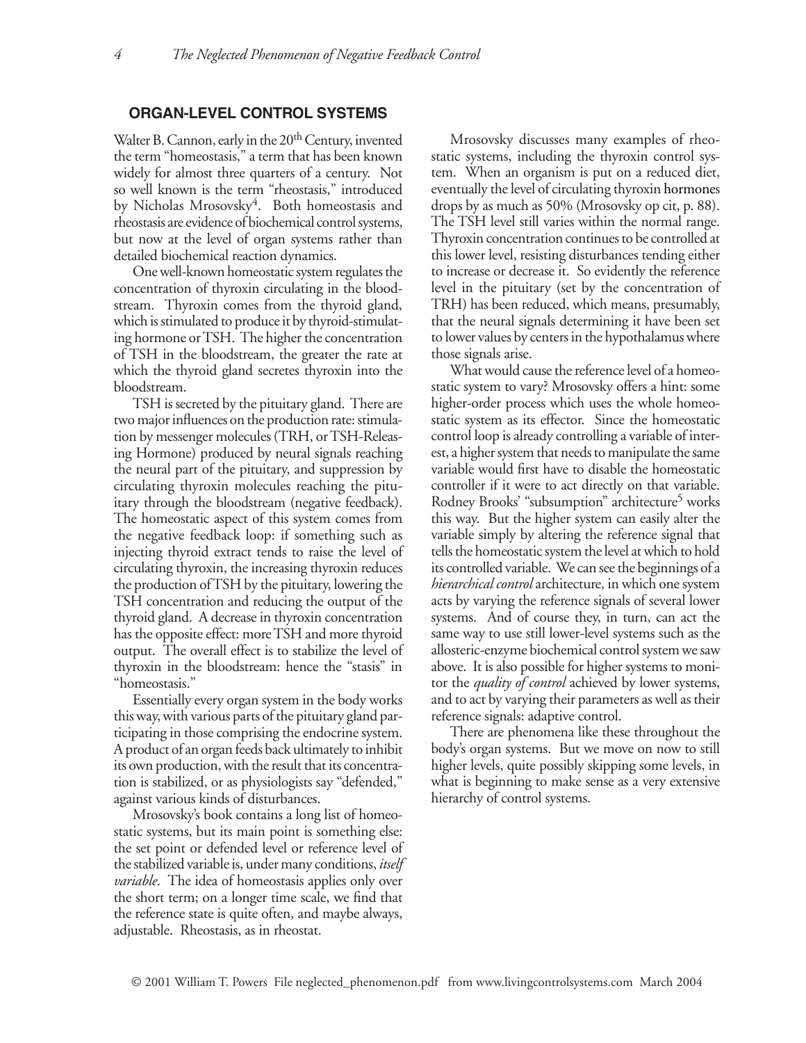## ORGAN-LEVEL CONTROL SYSTEMS

Walter B. Cannon, early in the 20th Century, invented the term "homeostasis," a term that has been known widely for almost three quarters of a century. Not so well known is the term "rheostasis," introduced by Nicholas Mrosovsky[4]. Both homeostasis and rheostasis are evidence of biochemical control systems, but now at the level of organ systems rather than detailed biochemical reaction dynamics.

One well-known homeostatic system regulates the concentration of thyroxin circulating in the bloodstream. Thyroxin comes from the thyroid gland, which is stimulated to produce it by thyroid-stimulating hormone or TSH. The higher the concentration of TSH in the bloodstream, the greater the rate at which the thyroid gland secretes thyroxin into the bloodstream.

TSH is secreted by the pituitary gland. There are two major influences on the production rate: stimulation by messenger molecules (TRH, or TSH-Releasing Hormone) produced by neural signals reaching the neural part of the pituitary, and suppression by circulating thyroxin molecules reaching the pituitary through the bloodstream (negative feedback). The homeostatic aspect of this system comes from the negative feedback loop: if something such as injecting thyroid extract tends to raise the level of circulating thyroxin, the increasing thyroxin reduces the production of TSH by the pituitary, lowering the TSH concentration and reducing the output of the thyroid gland. A decrease in thyroxin concentration has the opposite effect: more TSH and more thyroid output. The overall effect is to stabilize the level of thyroxin in the bloodstream: hence the "stasis" in "homeostasis."

Essentially every organ system in the body works this way, with various parts of the pituitary gland participating in those comprising the endocrine system. A product of an organ feeds back ultimately to inhibit its own production, with the result that its concentration is stabilized, or as physiologists say "defended," against various kinds of disturbances.

Mrosovsky's book contains a long list of homeostatic systems, but its main point is something else: the set point or defended level or reference level of the stabilized variable is, under many conditions, *itself variable*. The idea of homeostasis applies only over the short term; on a longer time scale, we find that the reference state is quite often, and maybe always, adjustable. Rheostasis, as in rheostat.

Mrosovsky discusses many examples of rheostatic systems, including the thyroxin control system. When an organism is put on a reduced diet, eventually the level of circulating thyroxin hormones drops by as much as 50% (Mrosovsky op cit, p. 88). The TSH level still varies within the normal range. Thyroxin concentration continues to be controlled at this lower level, resisting disturbances tending either to increase or decrease it. So evidently the reference level in the pituitary (set by the concentration of TRH) has been reduced, which means, presumably, that the neural signals determining it have been set to lower values by centers in the hypothalamus where those signals arise.

What would cause the reference level of a homeostatic system to vary? Mrosovsky offers a hint: some higher-order process which uses the whole homeostatic system as its effector. Since the homeostatic control loop is already controlling a variable of interest, a higher system that needs to manipulate the same variable would first have to disable the homeostatic controller if it were to act directly on that variable. Rodney Brooks' "subsumption" architecture[5] works this way. But the higher system can easily alter the variable simply by altering the reference signal that tells the homeostatic system the level at which to hold its controlled variable. We can see the beginnings of a *hierarchical control* architecture, in which one system acts by varying the reference signals of several lower systems. And of course they, in turn, can act the same way to use still lower-level systems such as the allosteric-enzyme biochemical control system we saw above. It is also possible for higher systems to monitor the *quality of control* achieved by lower systems, and to act by varying their parameters as well as their reference signals: adaptive control.

There are phenomena like these throughout the body's organ systems. But we move on now to still higher levels, quite possibly skipping some levels, in what is beginning to make sense as a very extensive hierarchy of control systems.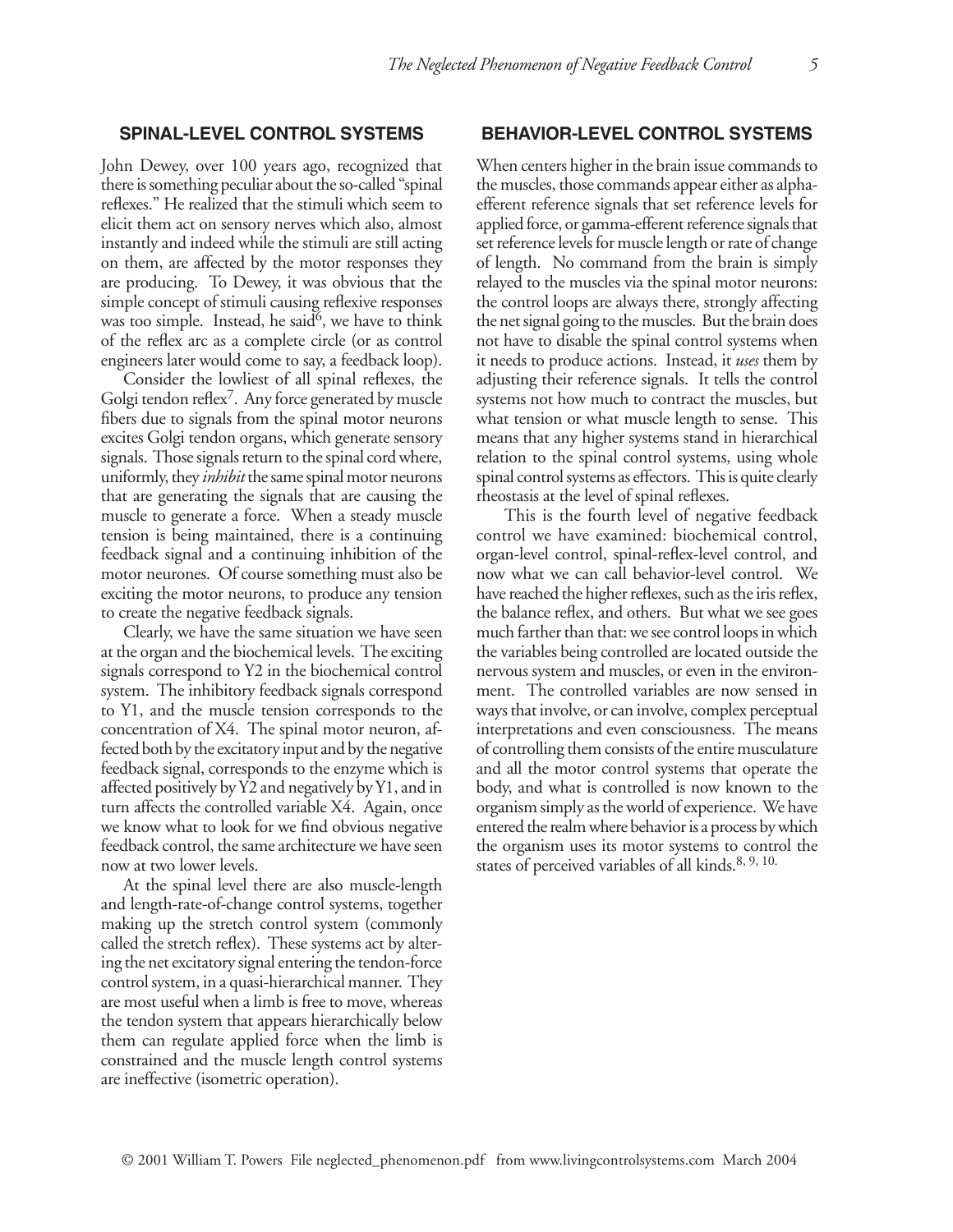## SPINAL-LEVEL CONTROL SYSTEMS

John Dewey, over 100 years ago, recognized that there is something peculiar about the so-called "spinal reflexes." He realized that the stimuli which seem to elicit them act on sensory nerves which also, almost instantly and indeed while the stimuli are still acting on them, are affected by the motor responses they are producing. To Dewey, it was obvious that the simple concept of stimuli causing reflexive responses was too simple. Instead, he said[6], we have to think of the reflex arc as a complete circle (or as control engineers later would come to say, a feedback loop).

Consider the lowliest of all spinal reflexes, the Golgi tendon reflex[7]. Any force generated by muscle fibers due to signals from the spinal motor neurons excites Golgi tendon organs, which generate sensory signals. Those signals return to the spinal cord where, uniformly, they *inhibit* the same spinal motor neurons that are generating the signals that are causing the muscle to generate a force. When a steady muscle tension is being maintained, there is a continuing feedback signal and a continuing inhibition of the motor neurones. Of course something must also be exciting the motor neurons, to produce any tension to create the negative feedback signals.

Clearly, we have the same situation we have seen at the organ and the biochemical levels. The exciting signals correspond to Y2 in the biochemical control system. The inhibitory feedback signals correspond to Y1, and the muscle tension corresponds to the concentration of X4. The spinal motor neuron, affected both by the excitatory input and by the negative feedback signal, corresponds to the enzyme which is affected positively by Y2 and negatively by Y1, and in turn affects the controlled variable X4. Again, once we know what to look for we find obvious negative feedback control, the same architecture we have seen now at two lower levels.

At the spinal level there are also muscle-length and length-rate-of-change control systems, together making up the stretch control system (commonly called the stretch reflex). These systems act by altering the net excitatory signal entering the tendon-force control system, in a quasi-hierarchical manner. They are most useful when a limb is free to move, whereas the tendon system that appears hierarchically below them can regulate applied force when the limb is constrained and the muscle length control systems are ineffective (isometric operation).

## BEHAVIOR-LEVEL CONTROL SYSTEMS

When centers higher in the brain issue commands to the muscles, those commands appear either as alpha-efferent reference signals that set reference levels for applied force, or gamma-efferent reference signals that set reference levels for muscle length or rate of change of length. No command from the brain is simply relayed to the muscles via the spinal motor neurons: the control loops are always there, strongly affecting the net signal going to the muscles. But the brain does not have to disable the spinal control systems when it needs to produce actions. Instead, it *uses* them by adjusting their reference signals. It tells the control systems not how much to contract the muscles, but what tension or what muscle length to sense. This means that any higher systems stand in hierarchical relation to the spinal control systems, using whole spinal control systems as effectors. This is quite clearly rheostasis at the level of spinal reflexes.

This is the fourth level of negative feedback control we have examined: biochemical control, organ-level control, spinal-reflex-level control, and now what we can call behavior-level control. We have reached the higher reflexes, such as the iris reflex, the balance reflex, and others. But what we see goes much farther than that: we see control loops in which the variables being controlled are located outside the nervous system and muscles, or even in the environment. The controlled variables are now sensed in ways that involve, or can involve, complex perceptual interpretations and even consciousness. The means of controlling them consists of the entire musculature and all the motor control systems that operate the body, and what is controlled is now known to the organism simply as the world of experience. We have entered the realm where behavior is a process by which the organism uses its motor systems to control the states of perceived variables of all kinds.[8, 9, 10]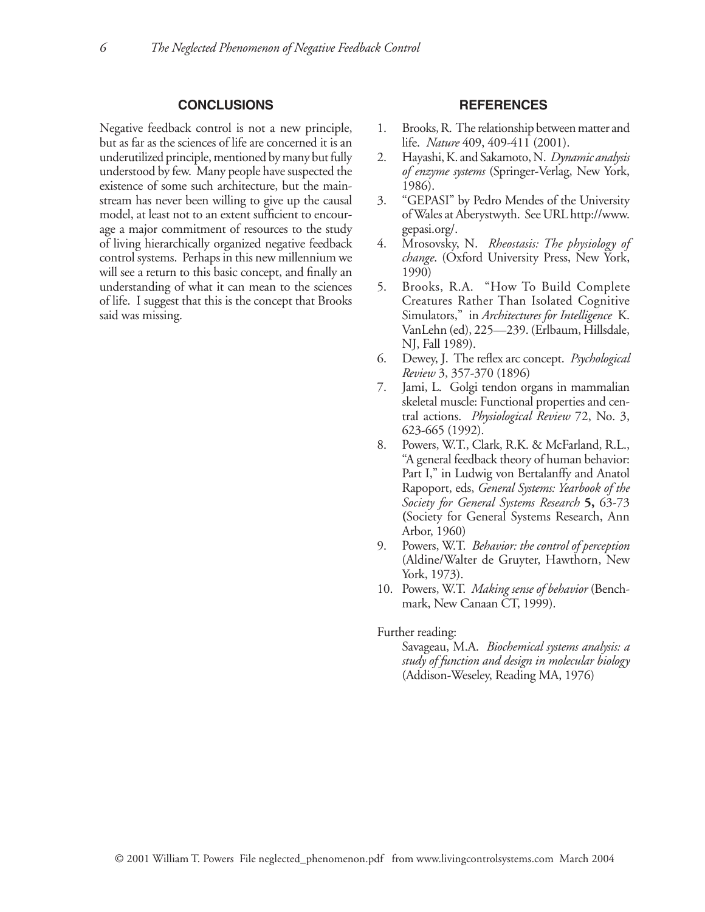## CONCLUSIONS

Negative feedback control is not a new principle, but as far as the sciences of life are concerned it is an underutilized principle, mentioned by many but fully understood by few. Many people have suspected the existence of some such architecture, but the mainstream has never been willing to give up the causal model, at least not to an extent sufficient to encourage a major commitment of resources to the study of living hierarchically organized negative feedback control systems. Perhaps in this new millennium we will see a return to this basic concept, and finally an understanding of what it can mean to the sciences of life. I suggest that this is the concept that Brooks said was missing.

## REFERENCES

1. Brooks, R. The relationship between matter and life. *Nature* 409, 409-411 (2001).
2. Hayashi, K. and Sakamoto, N. *Dynamic analysis of enzyme systems* (Springer-Verlag, New York, 1986).
3. "GEPASI" by Pedro Mendes of the University of Wales at Aberystwyth. See URL http://www.gepasi.org/.
4. Mrosovsky, N. *Rheostasis: The physiology of change*. (Oxford University Press, New York, 1990)
5. Brooks, R.A. "How To Build Complete Creatures Rather Than Isolated Cognitive Simulators," in *Architectures for Intelligence* K. VanLehn (ed), 225—239. (Erlbaum, Hillsdale, NJ, Fall 1989).
6. Dewey, J. The reflex arc concept. *Psychological Review* 3, 357-370 (1896)
7. Jami, L. Golgi tendon organs in mammalian skeletal muscle: Functional properties and central actions. *Physiological Review* 72, No. 3, 623-665 (1992).
8. Powers, W.T., Clark, R.K. & McFarland, R.L., "A general feedback theory of human behavior: Part I," in Ludwig von Bertalanffy and Anatol Rapoport, eds, *General Systems: Yearbook of the Society for General Systems Research* **5,** 63-73 (Society for General Systems Research, Ann Arbor, 1960)
9. Powers, W.T. *Behavior: the control of perception* (Aldine/Walter de Gruyter, Hawthorn, New York, 1973).
10. Powers, W.T. *Making sense of behavior* (Benchmark, New Canaan CT, 1999).

Further reading:

Savageau, M.A. *Biochemical systems analysis: a study of function and design in molecular biology* (Addison-Weseley, Reading MA, 1976)

© 2001 William T. Powers File neglected_phenomenon.pdf from www.livingcontrolsystems.com March 2004